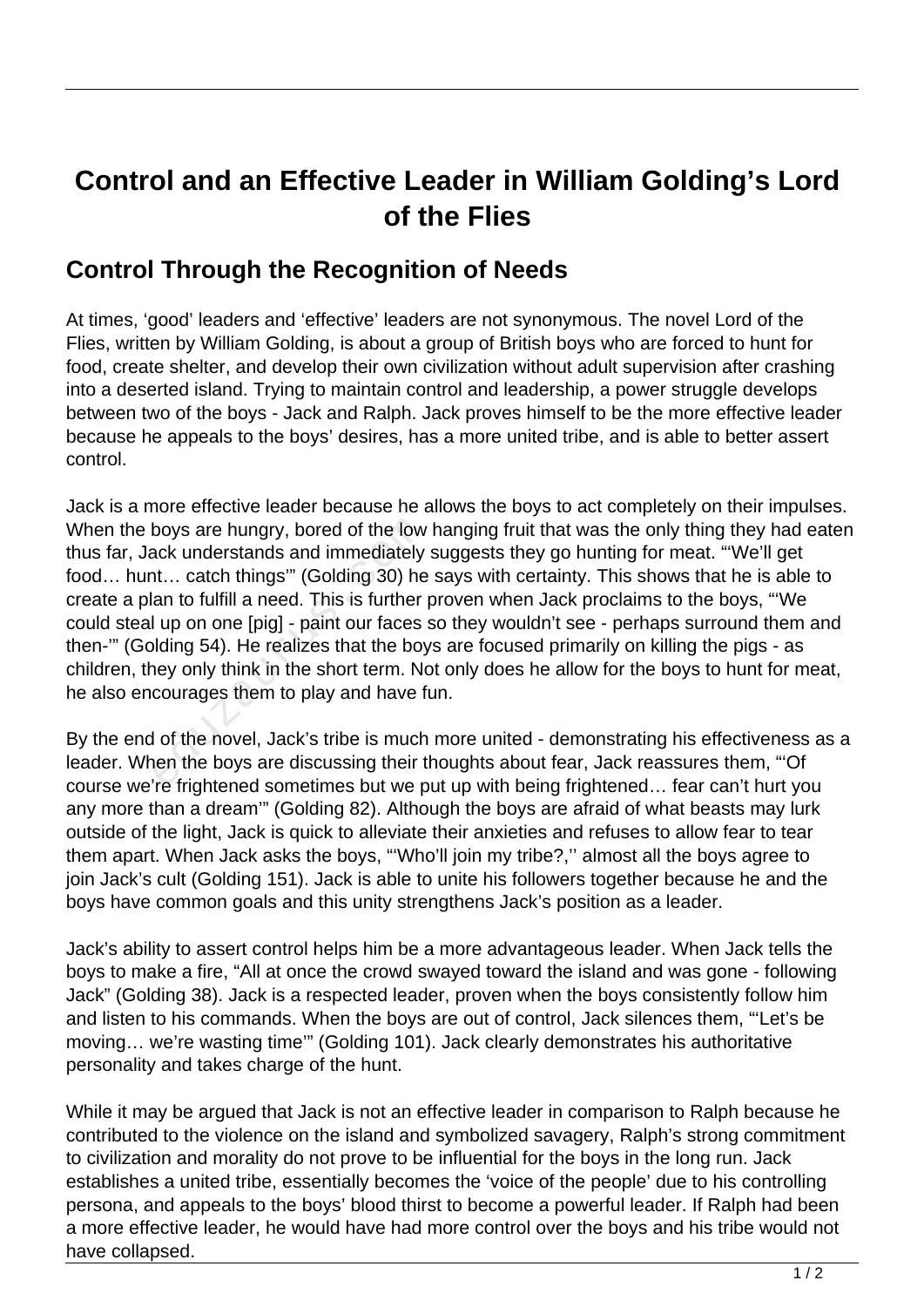# Control and an Effective Leader in William Golding's Lord of the Flies

## Control Through the Recognition of Needs

At times, 'good' leaders and 'effective' leaders are not synonymous. The novel Lord of the Flies, written by William Golding, is about a group of British boys who are forced to hunt for food, create shelter, and develop their own civilization without adult supervision after crashing into a deserted island. Trying to maintain control and leadership, a power struggle develops between two of the boys - Jack and Ralph. Jack proves himself to be the more effective leader because he appeals to the boys' desires, has a more united tribe, and is able to better assert control.

Jack is a more effective leader because he allows the boys to act completely on their impulses. When the boys are hungry, bored of the low hanging fruit that was the only thing they had eaten thus far, Jack understands and immediately suggests they go hunting for meat. "'We'll get food… hunt… catch things'" (Golding 30) he says with certainty. This shows that he is able to create a plan to fulfill a need. This is further proven when Jack proclaims to the boys, "'We could steal up on one [pig] - paint our faces so they wouldn't see - perhaps surround them and then-'" (Golding 54). He realizes that the boys are focused primarily on killing the pigs - as children, they only think in the short term. Not only does he allow for the boys to hunt for meat, he also encourages them to play and have fun.

By the end of the novel, Jack's tribe is much more united - demonstrating his effectiveness as a leader. When the boys are discussing their thoughts about fear, Jack reassures them, "'Of course we're frightened sometimes but we put up with being frightened… fear can't hurt you any more than a dream'" (Golding 82). Although the boys are afraid of what beasts may lurk outside of the light, Jack is quick to alleviate their anxieties and refuses to allow fear to tear them apart. When Jack asks the boys, "'Who'll join my tribe?,'' almost all the boys agree to join Jack's cult (Golding 151). Jack is able to unite his followers together because he and the boys have common goals and this unity strengthens Jack's position as a leader.

Jack's ability to assert control helps him be a more advantageous leader. When Jack tells the boys to make a fire, "All at once the crowd swayed toward the island and was gone - following Jack" (Golding 38). Jack is a respected leader, proven when the boys consistently follow him and listen to his commands. When the boys are out of control, Jack silences them, "'Let's be moving… we're wasting time'" (Golding 101). Jack clearly demonstrates his authoritative personality and takes charge of the hunt.

While it may be argued that Jack is not an effective leader in comparison to Ralph because he contributed to the violence on the island and symbolized savagery, Ralph's strong commitment to civilization and morality do not prove to be influential for the boys in the long run. Jack establishes a united tribe, essentially becomes the 'voice of the people' due to his controlling persona, and appeals to the boys' blood thirst to become a powerful leader. If Ralph had been a more effective leader, he would have had more control over the boys and his tribe would not have collapsed.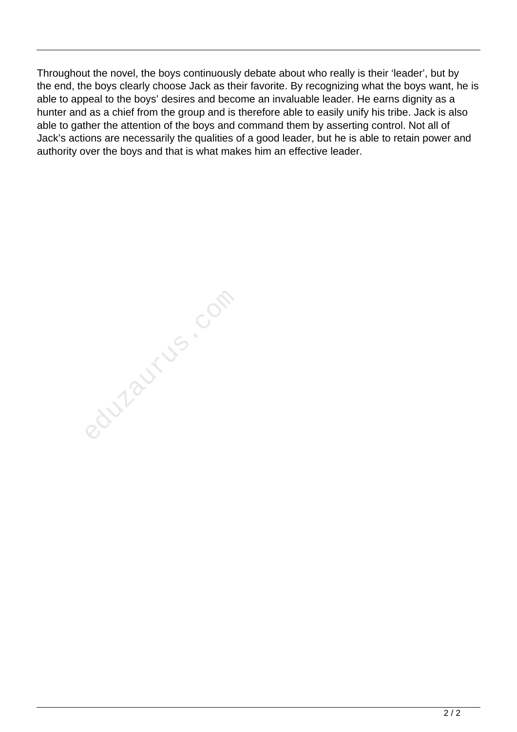Throughout the novel, the boys continuously debate about who really is their 'leader', but by the end, the boys clearly choose Jack as their favorite. By recognizing what the boys want, he is able to appeal to the boys' desires and become an invaluable leader. He earns dignity as a hunter and as a chief from the group and is therefore able to easily unify his tribe. Jack is also able to gather the attention of the boys and command them by asserting control. Not all of Jack's actions are necessarily the qualities of a good leader, but he is able to retain power and authority over the boys and that is what makes him an effective leader.